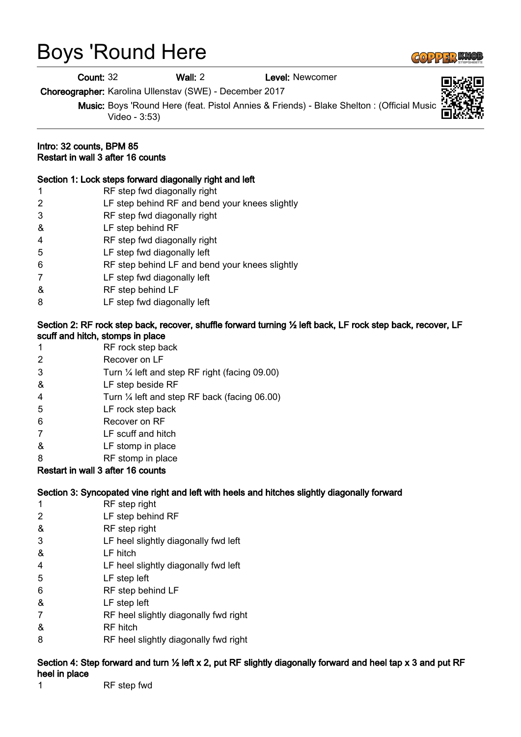# Boys 'Round Here

**Count:** 32 **Wall:** 2 **Level:** Newcomer

**Choreographer:** Karolina Ullenstav (SWE) - December 2017

**Music:** Boys 'Round Here (feat. Pistol Annies & Friends) - Blake Shelton : (Official Music Video - 3:53)

**Intro: 32 counts, BPM 85**
**Restart in wall 3 after 16 counts**

**Section 1: Lock steps forward diagonally right and left**

| | |
|---|---|
| 1 | RF step fwd diagonally right |
| 2 | LF step behind RF and bend your knees slightly |
| 3 | RF step fwd diagonally right |
| & | LF step behind RF |
| 4 | RF step fwd diagonally right |
| 5 | LF step fwd diagonally left |
| 6 | RF step behind LF and bend your knees slightly |
| 7 | LF step fwd diagonally left |
| & | RF step behind LF |
| 8 | LF step fwd diagonally left |

**Section 2: RF rock step back, recover, shuffle forward turning ½ left back, LF rock step back, recover, LF scuff and hitch, stomps in place**

| | |
|---|---|
| 1 | RF rock step back |
| 2 | Recover on LF |
| 3 | Turn ¼ left and step RF right (facing 09.00) |
| & | LF step beside RF |
| 4 | Turn ¼ left and step RF back (facing 06.00) |
| 5 | LF rock step back |
| 6 | Recover on RF |
| 7 | LF scuff and hitch |
| & | LF stomp in place |
| 8 | RF stomp in place |

**Restart in wall 3 after 16 counts**

**Section 3: Syncopated vine right and left with heels and hitches slightly diagonally forward**

| | |
|---|---|
| 1 | RF step right |
| 2 | LF step behind RF |
| & | RF step right |
| 3 | LF heel slightly diagonally fwd left |
| & | LF hitch |
| 4 | LF heel slightly diagonally fwd left |
| 5 | LF step left |
| 6 | RF step behind LF |
| & | LF step left |
| 7 | RF heel slightly diagonally fwd right |
| & | RF hitch |
| 8 | RF heel slightly diagonally fwd right |

**Section 4: Step forward and turn ½ left x 2, put RF slightly diagonally forward and heel tap x 3 and put RF heel in place**

| | |
|---|---|
| 1 | RF step fwd |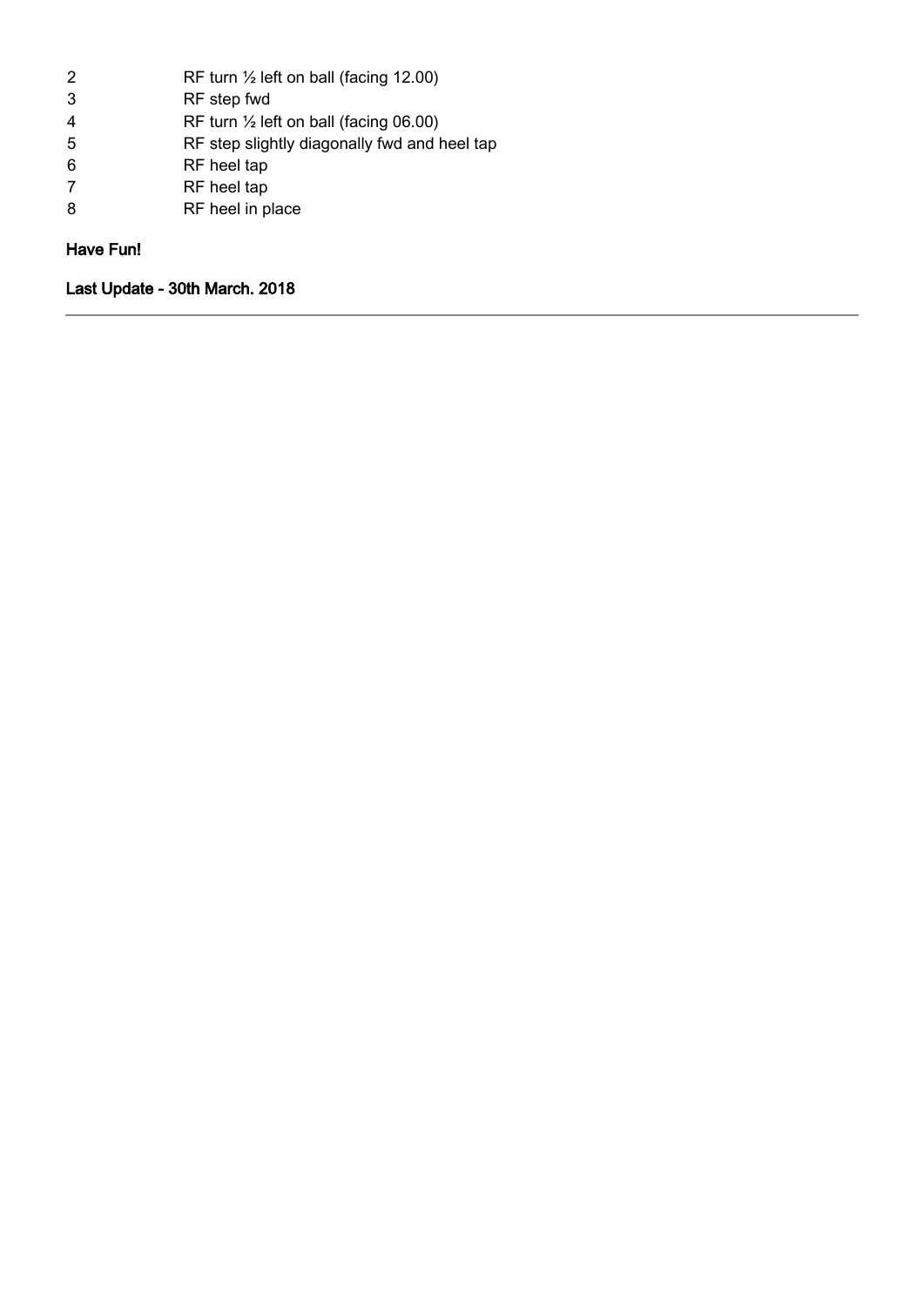| | |
|---|---|
| 2 | RF turn ½ left on ball (facing 12.00) |
| 3 | RF step fwd |
| 4 | RF turn ½ left on ball (facing 06.00) |
| 5 | RF step slightly diagonally fwd and heel tap |
| 6 | RF heel tap |
| 7 | RF heel tap |
| 8 | RF heel in place |

**Have Fun!**

**Last Update - 30th March. 2018**

---